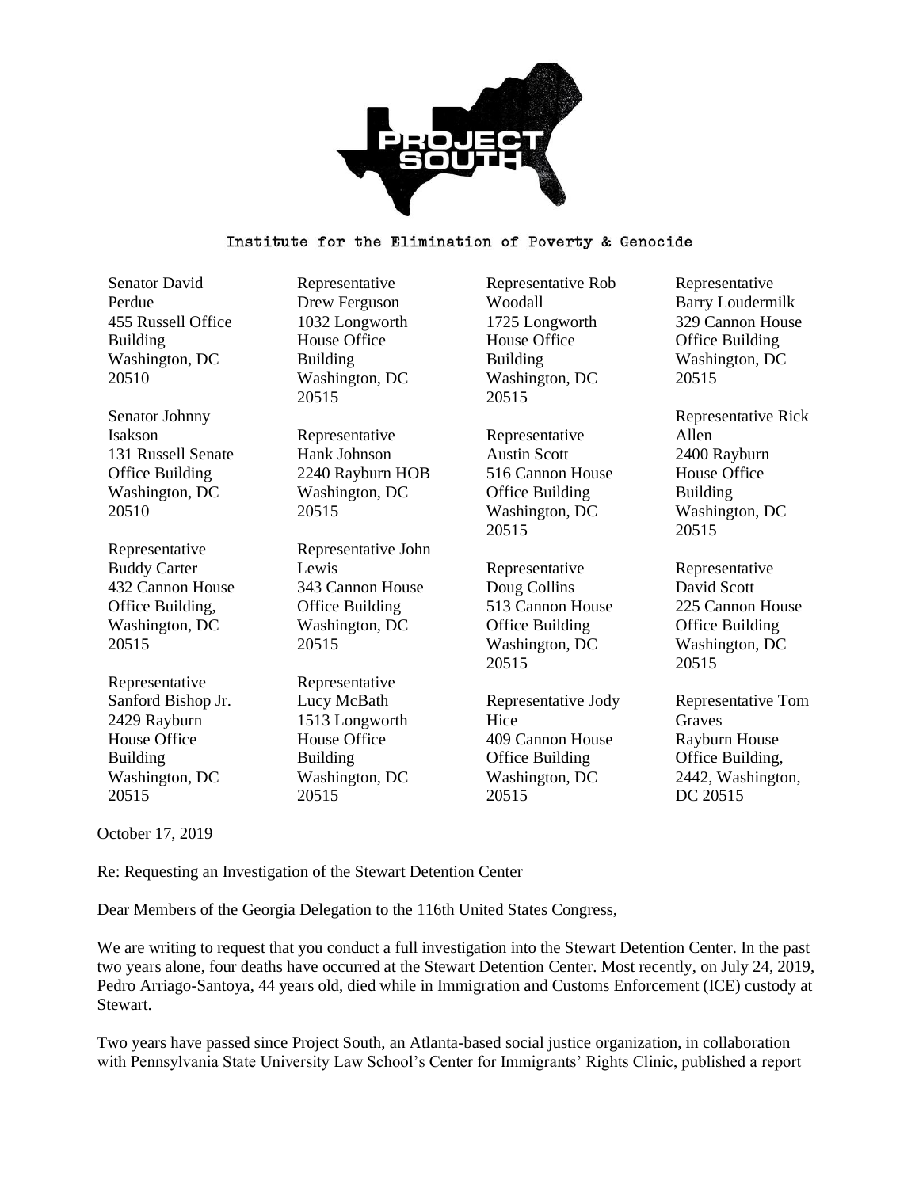PROJECT SOUTH

Institute for the Elimination of Poverty & Genocide

Senator David Perdue
455 Russell Office Building
Washington, DC 20510

Senator Johnny Isakson
131 Russell Senate Office Building
Washington, DC 20510

Representative Buddy Carter
432 Cannon House Office Building,
Washington, DC 20515

Representative Sanford Bishop Jr.
2429 Rayburn House Office Building
Washington, DC 20515

Representative Drew Ferguson
1032 Longworth House Office Building
Washington, DC 20515

Representative Hank Johnson
2240 Rayburn HOB
Washington, DC 20515

Representative John Lewis
343 Cannon House Office Building
Washington, DC 20515

Representative Lucy McBath
1513 Longworth House Office Building
Washington, DC 20515

Representative Rob Woodall
1725 Longworth House Office Building
Washington, DC 20515

Representative Austin Scott
516 Cannon House Office Building
Washington, DC 20515

Representative Doug Collins
513 Cannon House Office Building
Washington, DC 20515

Representative Jody Hice
409 Cannon House Office Building
Washington, DC 20515

Representative Barry Loudermilk
329 Cannon House Office Building
Washington, DC 20515

Representative Rick Allen
2400 Rayburn House Office Building
Washington, DC 20515

Representative David Scott
225 Cannon House Office Building
Washington, DC 20515

Representative Tom Graves
Rayburn House Office Building,
2442, Washington, DC 20515

October 17, 2019

Re: Requesting an Investigation of the Stewart Detention Center

Dear Members of the Georgia Delegation to the 116th United States Congress,

We are writing to request that you conduct a full investigation into the Stewart Detention Center. In the past two years alone, four deaths have occurred at the Stewart Detention Center. Most recently, on July 24, 2019, Pedro Arriago-Santoya, 44 years old, died while in Immigration and Customs Enforcement (ICE) custody at Stewart.

Two years have passed since Project South, an Atlanta-based social justice organization, in collaboration with Pennsylvania State University Law School's Center for Immigrants' Rights Clinic, published a report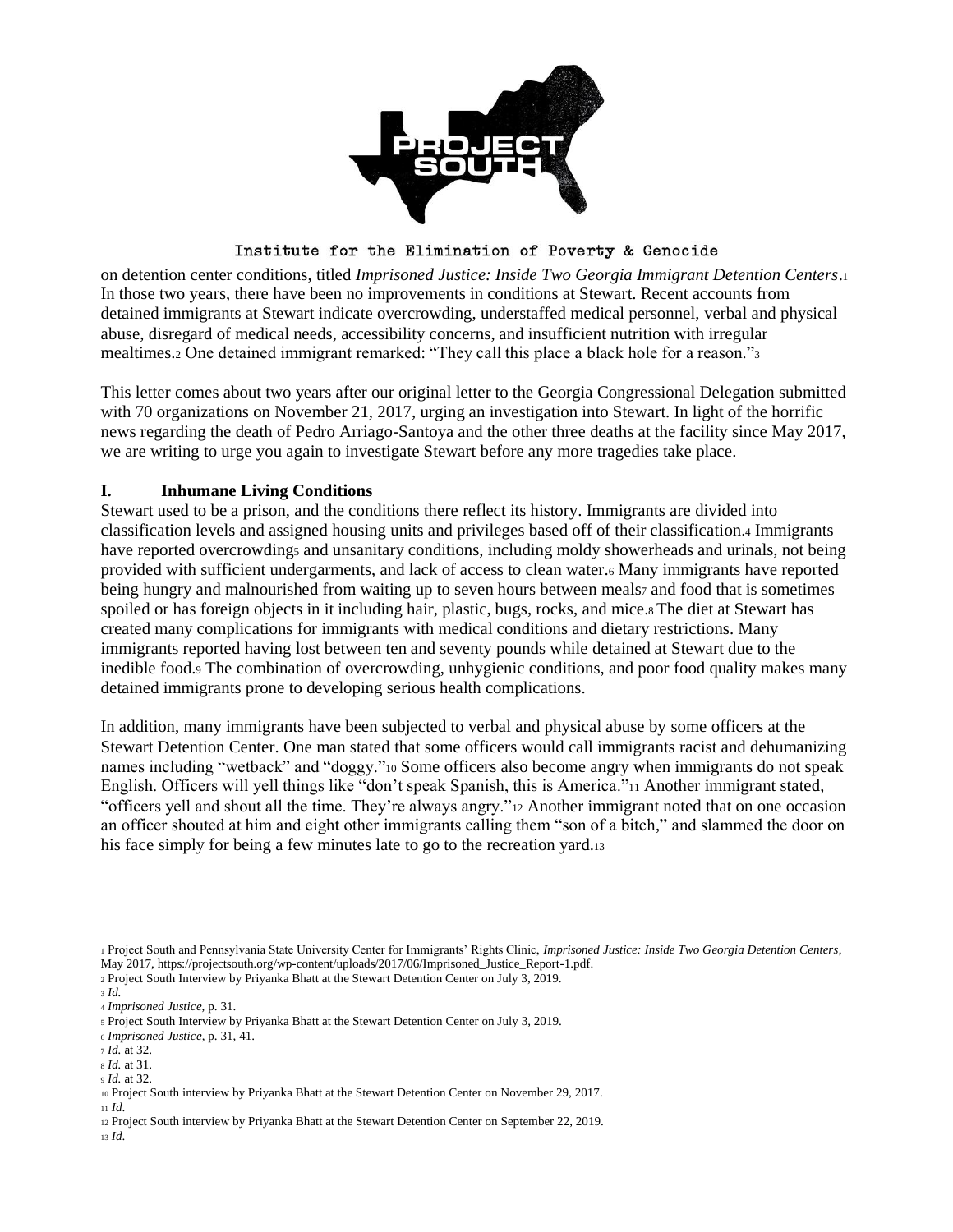on detention center conditions, titled *Imprisoned Justice: Inside Two Georgia Immigrant Detention Centers*.[1] In those two years, there have been no improvements in conditions at Stewart. Recent accounts from detained immigrants at Stewart indicate overcrowding, understaffed medical personnel, verbal and physical abuse, disregard of medical needs, accessibility concerns, and insufficient nutrition with irregular mealtimes.[2] One detained immigrant remarked: "They call this place a black hole for a reason."[3]

This letter comes about two years after our original letter to the Georgia Congressional Delegation submitted with 70 organizations on November 21, 2017, urging an investigation into Stewart. In light of the horrific news regarding the death of Pedro Arriago-Santoya and the other three deaths at the facility since May 2017, we are writing to urge you again to investigate Stewart before any more tragedies take place.

## I. Inhumane Living Conditions

Stewart used to be a prison, and the conditions there reflect its history. Immigrants are divided into classification levels and assigned housing units and privileges based off of their classification.[4] Immigrants have reported overcrowding[5] and unsanitary conditions, including moldy showerheads and urinals, not being provided with sufficient undergarments, and lack of access to clean water.[6] Many immigrants have reported being hungry and malnourished from waiting up to seven hours between meals[7] and food that is sometimes spoiled or has foreign objects in it including hair, plastic, bugs, rocks, and mice.[8] The diet at Stewart has created many complications for immigrants with medical conditions and dietary restrictions. Many immigrants reported having lost between ten and seventy pounds while detained at Stewart due to the inedible food.[9] The combination of overcrowding, unhygienic conditions, and poor food quality makes many detained immigrants prone to developing serious health complications.

In addition, many immigrants have been subjected to verbal and physical abuse by some officers at the Stewart Detention Center. One man stated that some officers would call immigrants racist and dehumanizing names including "wetback" and "doggy."[10] Some officers also become angry when immigrants do not speak English. Officers will yell things like "don't speak Spanish, this is America."[11] Another immigrant stated, "officers yell and shout all the time. They're always angry."[12] Another immigrant noted that on one occasion an officer shouted at him and eight other immigrants calling them "son of a bitch," and slammed the door on his face simply for being a few minutes late to go to the recreation yard.[13]

---

[1] Project South and Pennsylvania State University Center for Immigrants' Rights Clinic, *Imprisoned Justice: Inside Two Georgia Detention Centers*, May 2017, https://projectsouth.org/wp-content/uploads/2017/06/Imprisoned_Justice_Report-1.pdf.

[2] Project South Interview by Priyanka Bhatt at the Stewart Detention Center on July 3, 2019.

[3] *Id.*

[4] *Imprisoned Justice*, p. 31.

[5] Project South Interview by Priyanka Bhatt at the Stewart Detention Center on July 3, 2019.

[6] *Imprisoned Justice*, p. 31, 41.

[7] *Id.* at 32.

[8] *Id.* at 31.

[9] *Id.* at 32.

[10] Project South interview by Priyanka Bhatt at the Stewart Detention Center on November 29, 2017.

[11] *Id*.

[12] Project South interview by Priyanka Bhatt at the Stewart Detention Center on September 22, 2019.

[13] *Id*.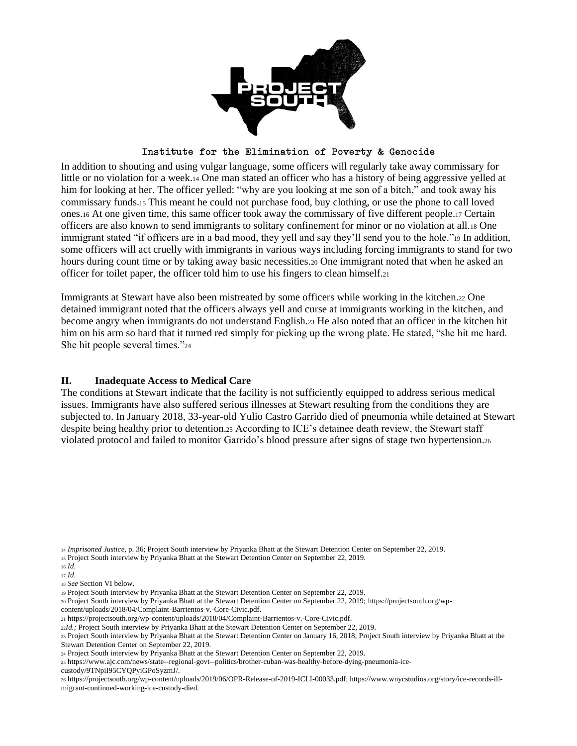In addition to shouting and using vulgar language, some officers will regularly take away commissary for little or no violation for a week.[14] One man stated an officer who has a history of being aggressive yelled at him for looking at her. The officer yelled: "why are you looking at me son of a bitch," and took away his commissary funds.[15] This meant he could not purchase food, buy clothing, or use the phone to call loved ones.[16] At one given time, this same officer took away the commissary of five different people.[17] Certain officers are also known to send immigrants to solitary confinement for minor or no violation at all.[18] One immigrant stated "if officers are in a bad mood, they yell and say they'll send you to the hole."[19] In addition, some officers will act cruelly with immigrants in various ways including forcing immigrants to stand for two hours during count time or by taking away basic necessities.[20] One immigrant noted that when he asked an officer for toilet paper, the officer told him to use his fingers to clean himself.[21]

Immigrants at Stewart have also been mistreated by some officers while working in the kitchen.[22] One detained immigrant noted that the officers always yell and curse at immigrants working in the kitchen, and become angry when immigrants do not understand English.[23] He also noted that an officer in the kitchen hit him on his arm so hard that it turned red simply for picking up the wrong plate. He stated, "she hit me hard. She hit people several times."[24]

## II. Inadequate Access to Medical Care

The conditions at Stewart indicate that the facility is not sufficiently equipped to address serious medical issues. Immigrants have also suffered serious illnesses at Stewart resulting from the conditions they are subjected to. In January 2018, 33-year-old Yulio Castro Garrido died of pneumonia while detained at Stewart despite being healthy prior to detention.[25] According to ICE's detainee death review, the Stewart staff violated protocol and failed to monitor Garrido's blood pressure after signs of stage two hypertension.[26]

---

[14] *Imprisoned Justice*, p. 36; Project South interview by Priyanka Bhatt at the Stewart Detention Center on September 22, 2019.
[15] Project South interview by Priyanka Bhatt at the Stewart Detention Center on September 22, 2019.
[16] *Id*.
[17] *Id*.
[18] *See* Section VI below.
[19] Project South interview by Priyanka Bhatt at the Stewart Detention Center on September 22, 2019.
[20] Project South interview by Priyanka Bhatt at the Stewart Detention Center on September 22, 2019; https://projectsouth.org/wp-content/uploads/2018/04/Complaint-Barrientos-v.-Core-Civic.pdf.
[21] https://projectsouth.org/wp-content/uploads/2018/04/Complaint-Barrientos-v.-Core-Civic.pdf.
[22] *Id.;* Project South interview by Priyanka Bhatt at the Stewart Detention Center on September 22, 2019.
[23] Project South interview by Priyanka Bhatt at the Stewart Detention Center on January 16, 2018; Project South interview by Priyanka Bhatt at the Stewart Detention Center on September 22, 2019.
[24] Project South interview by Priyanka Bhatt at the Stewart Detention Center on September 22, 2019.
[25] https://www.ajc.com/news/state--regional-govt--politics/brother-cuban-was-healthy-before-dying-pneumonia-ice-custody/9TNpiI95CYQPyiGPoSyzmJ/.
[26] https://projectsouth.org/wp-content/uploads/2019/06/OPR-Release-of-2019-ICLI-00033.pdf; https://www.wnycstudios.org/story/ice-records-ill-migrant-continued-working-ice-custody-died.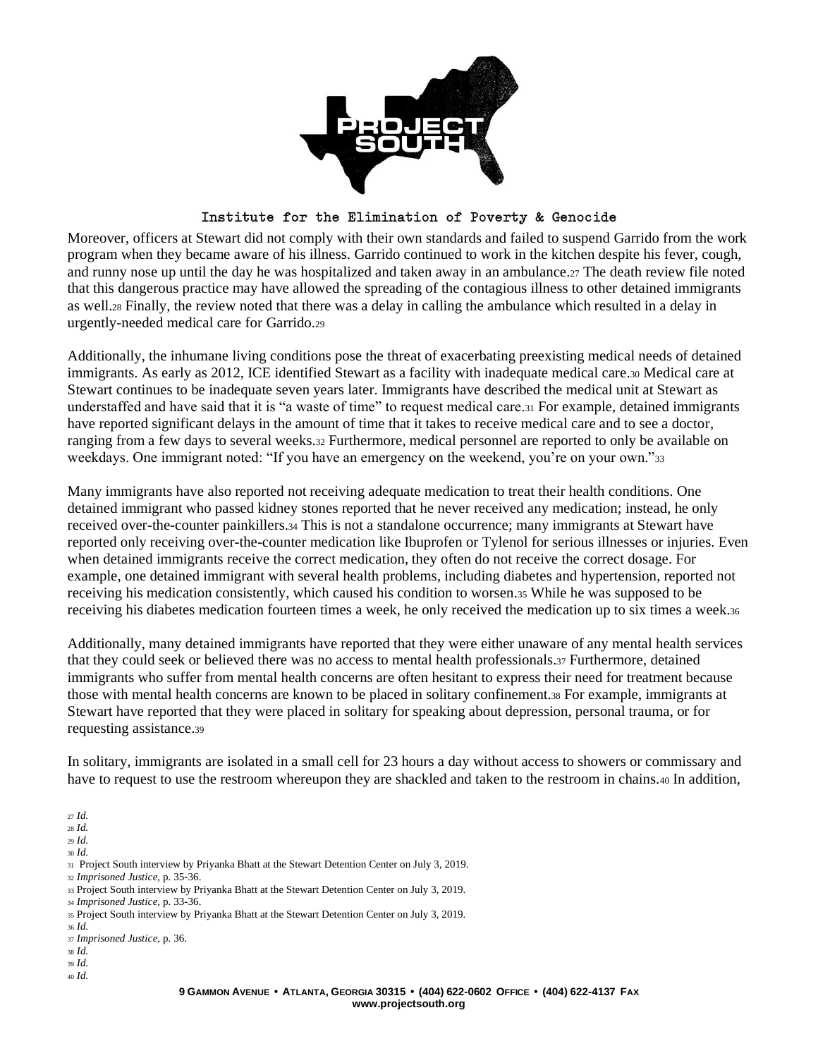Moreover, officers at Stewart did not comply with their own standards and failed to suspend Garrido from the work program when they became aware of his illness. Garrido continued to work in the kitchen despite his fever, cough, and runny nose up until the day he was hospitalized and taken away in an ambulance.[27] The death review file noted that this dangerous practice may have allowed the spreading of the contagious illness to other detained immigrants as well.[28] Finally, the review noted that there was a delay in calling the ambulance which resulted in a delay in urgently-needed medical care for Garrido.[29]

Additionally, the inhumane living conditions pose the threat of exacerbating preexisting medical needs of detained immigrants. As early as 2012, ICE identified Stewart as a facility with inadequate medical care.[30] Medical care at Stewart continues to be inadequate seven years later. Immigrants have described the medical unit at Stewart as understaffed and have said that it is "a waste of time" to request medical care.[31] For example, detained immigrants have reported significant delays in the amount of time that it takes to receive medical care and to see a doctor, ranging from a few days to several weeks.[32] Furthermore, medical personnel are reported to only be available on weekdays. One immigrant noted: "If you have an emergency on the weekend, you're on your own."[33]

Many immigrants have also reported not receiving adequate medication to treat their health conditions. One detained immigrant who passed kidney stones reported that he never received any medication; instead, he only received over-the-counter painkillers.[34] This is not a standalone occurrence; many immigrants at Stewart have reported only receiving over-the-counter medication like Ibuprofen or Tylenol for serious illnesses or injuries. Even when detained immigrants receive the correct medication, they often do not receive the correct dosage. For example, one detained immigrant with several health problems, including diabetes and hypertension, reported not receiving his medication consistently, which caused his condition to worsen.[35] While he was supposed to be receiving his diabetes medication fourteen times a week, he only received the medication up to six times a week.[36]

Additionally, many detained immigrants have reported that they were either unaware of any mental health services that they could seek or believed there was no access to mental health professionals.[37] Furthermore, detained immigrants who suffer from mental health concerns are often hesitant to express their need for treatment because those with mental health concerns are known to be placed in solitary confinement.[38] For example, immigrants at Stewart have reported that they were placed in solitary for speaking about depression, personal trauma, or for requesting assistance.[39]

In solitary, immigrants are isolated in a small cell for 23 hours a day without access to showers or commissary and have to request to use the restroom whereupon they are shackled and taken to the restroom in chains.[40] In addition,

[27] *Id.*
[28] *Id.*
[29] *Id.*
[30] *Id.*
[31] Project South interview by Priyanka Bhatt at the Stewart Detention Center on July 3, 2019.
[32] *Imprisoned Justice*, p. 35-36.
[33] Project South interview by Priyanka Bhatt at the Stewart Detention Center on July 3, 2019.
[34] *Imprisoned Justice*, p. 33-36.
[35] Project South interview by Priyanka Bhatt at the Stewart Detention Center on July 3, 2019.
[36] *Id.*
[37] *Imprisoned Justice*, p. 36.
[38] *Id.*
[39] *Id.*
[40] *Id.*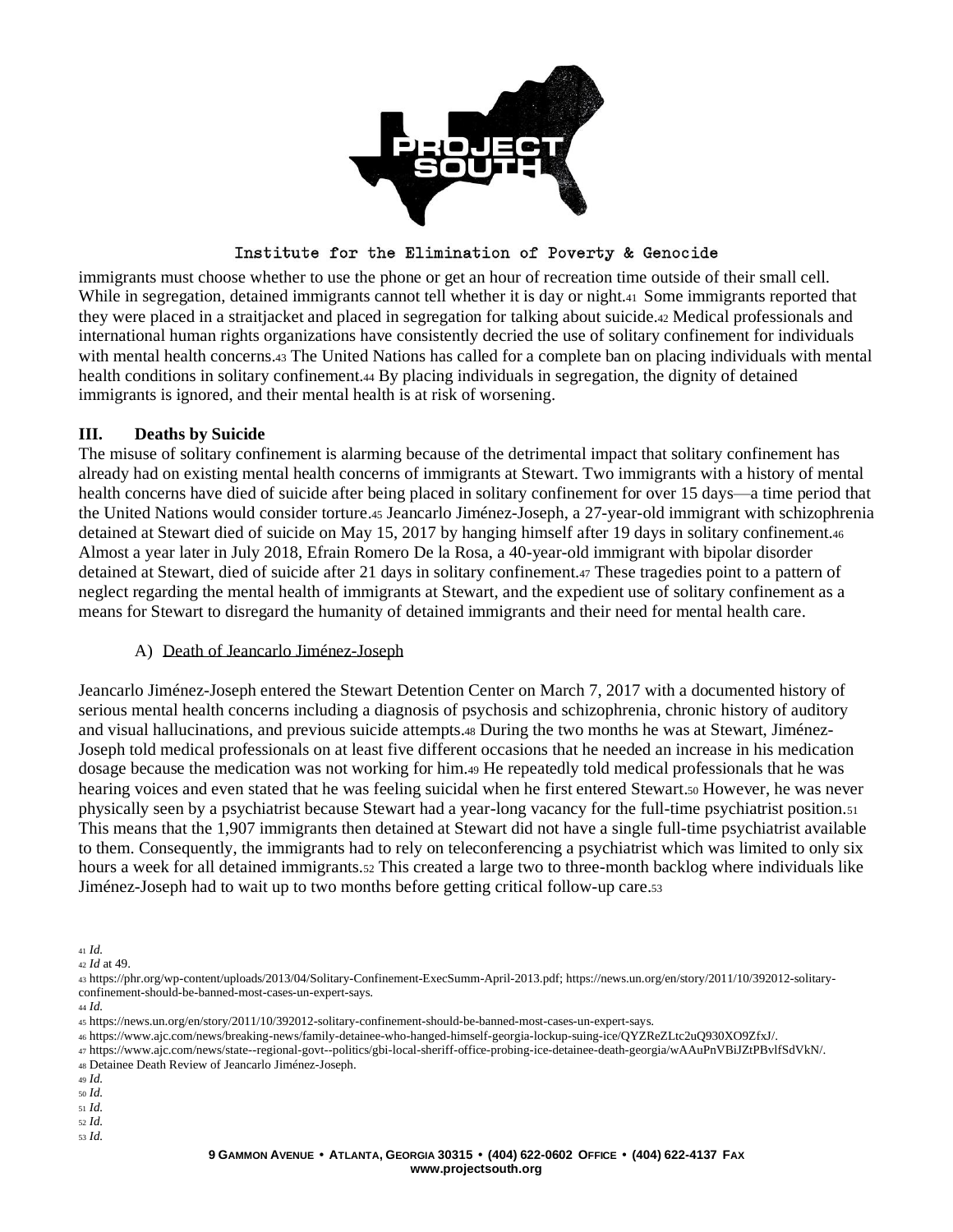immigrants must choose whether to use the phone or get an hour of recreation time outside of their small cell. While in segregation, detained immigrants cannot tell whether it is day or night.[41] Some immigrants reported that they were placed in a straitjacket and placed in segregation for talking about suicide.[42] Medical professionals and international human rights organizations have consistently decried the use of solitary confinement for individuals with mental health concerns.[43] The United Nations has called for a complete ban on placing individuals with mental health conditions in solitary confinement.[44] By placing individuals in segregation, the dignity of detained immigrants is ignored, and their mental health is at risk of worsening.

## III. Deaths by Suicide

The misuse of solitary confinement is alarming because of the detrimental impact that solitary confinement has already had on existing mental health concerns of immigrants at Stewart. Two immigrants with a history of mental health concerns have died of suicide after being placed in solitary confinement for over 15 days—a time period that the United Nations would consider torture.[45] Jeancarlo Jiménez-Joseph, a 27-year-old immigrant with schizophrenia detained at Stewart died of suicide on May 15, 2017 by hanging himself after 19 days in solitary confinement.[46] Almost a year later in July 2018, Efrain Romero De la Rosa, a 40-year-old immigrant with bipolar disorder detained at Stewart, died of suicide after 21 days in solitary confinement.[47] These tragedies point to a pattern of neglect regarding the mental health of immigrants at Stewart, and the expedient use of solitary confinement as a means for Stewart to disregard the humanity of detained immigrants and their need for mental health care.

### A) Death of Jeancarlo Jiménez-Joseph

Jeancarlo Jiménez-Joseph entered the Stewart Detention Center on March 7, 2017 with a documented history of serious mental health concerns including a diagnosis of psychosis and schizophrenia, chronic history of auditory and visual hallucinations, and previous suicide attempts.[48] During the two months he was at Stewart, Jiménez-Joseph told medical professionals on at least five different occasions that he needed an increase in his medication dosage because the medication was not working for him.[49] He repeatedly told medical professionals that he was hearing voices and even stated that he was feeling suicidal when he first entered Stewart.[50] However, he was never physically seen by a psychiatrist because Stewart had a year-long vacancy for the full-time psychiatrist position.[51] This means that the 1,907 immigrants then detained at Stewart did not have a single full-time psychiatrist available to them. Consequently, the immigrants had to rely on teleconferencing a psychiatrist which was limited to only six hours a week for all detained immigrants.[52] This created a large two to three-month backlog where individuals like Jiménez-Joseph had to wait up to two months before getting critical follow-up care.[53]

---

[41] *Id.*

[42] *Id* at 49.

[43] https://phr.org/wp-content/uploads/2013/04/Solitary-Confinement-ExecSumm-April-2013.pdf; https://news.un.org/en/story/2011/10/392012-solitary-confinement-should-be-banned-most-cases-un-expert-says.

[44] *Id.*

[45] https://news.un.org/en/story/2011/10/392012-solitary-confinement-should-be-banned-most-cases-un-expert-says.

[46] https://www.ajc.com/news/breaking-news/family-detainee-who-hanged-himself-georgia-lockup-suing-ice/QYZReZLtc2uQ930XO9ZfxJ/.

[47] https://www.ajc.com/news/state--regional-govt--politics/gbi-local-sheriff-office-probing-ice-detainee-death-georgia/wAAuPnVBiJZtPBvlfSdVkN/.

[48] Detainee Death Review of Jeancarlo Jiménez-Joseph.

[49] *Id.*

[50] *Id.*

[51] *Id.*

[52] *Id.*

[53] *Id.*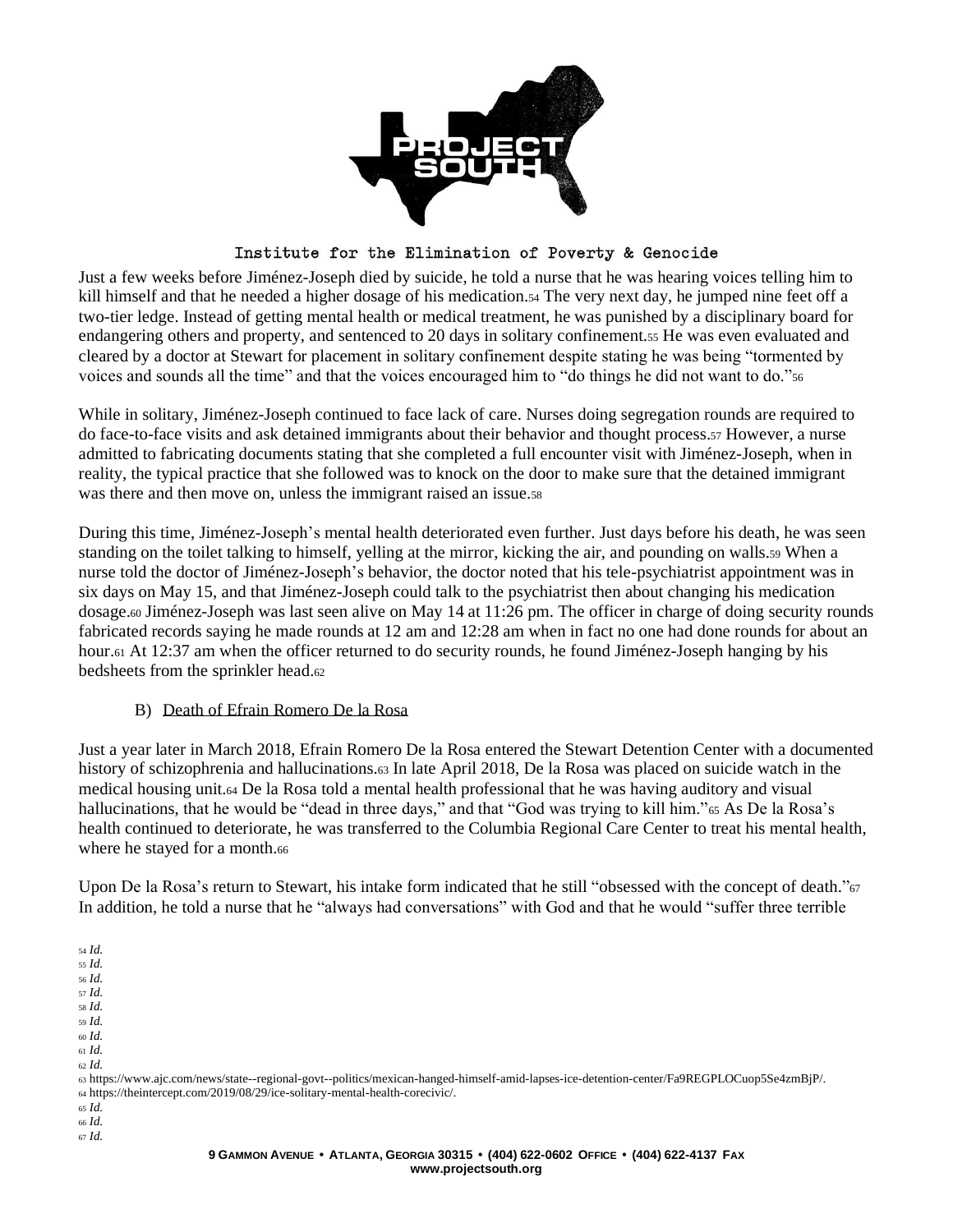Just a few weeks before Jiménez-Joseph died by suicide, he told a nurse that he was hearing voices telling him to kill himself and that he needed a higher dosage of his medication.[54] The very next day, he jumped nine feet off a two-tier ledge. Instead of getting mental health or medical treatment, he was punished by a disciplinary board for endangering others and property, and sentenced to 20 days in solitary confinement.[55] He was even evaluated and cleared by a doctor at Stewart for placement in solitary confinement despite stating he was being "tormented by voices and sounds all the time" and that the voices encouraged him to "do things he did not want to do."[56]

While in solitary, Jiménez-Joseph continued to face lack of care. Nurses doing segregation rounds are required to do face-to-face visits and ask detained immigrants about their behavior and thought process.[57] However, a nurse admitted to fabricating documents stating that she completed a full encounter visit with Jiménez-Joseph, when in reality, the typical practice that she followed was to knock on the door to make sure that the detained immigrant was there and then move on, unless the immigrant raised an issue.[58]

During this time, Jiménez-Joseph's mental health deteriorated even further. Just days before his death, he was seen standing on the toilet talking to himself, yelling at the mirror, kicking the air, and pounding on walls.[59] When a nurse told the doctor of Jiménez-Joseph's behavior, the doctor noted that his tele-psychiatrist appointment was in six days on May 15, and that Jiménez-Joseph could talk to the psychiatrist then about changing his medication dosage.[60] Jiménez-Joseph was last seen alive on May 14 at 11:26 pm. The officer in charge of doing security rounds fabricated records saying he made rounds at 12 am and 12:28 am when in fact no one had done rounds for about an hour.[61] At 12:37 am when the officer returned to do security rounds, he found Jiménez-Joseph hanging by his bedsheets from the sprinkler head.[62]

### B) Death of Efrain Romero De la Rosa

Just a year later in March 2018, Efrain Romero De la Rosa entered the Stewart Detention Center with a documented history of schizophrenia and hallucinations.[63] In late April 2018, De la Rosa was placed on suicide watch in the medical housing unit.[64] De la Rosa told a mental health professional that he was having auditory and visual hallucinations, that he would be "dead in three days," and that "God was trying to kill him."[65] As De la Rosa's health continued to deteriorate, he was transferred to the Columbia Regional Care Center to treat his mental health, where he stayed for a month.[66]

Upon De la Rosa's return to Stewart, his intake form indicated that he still "obsessed with the concept of death."[67] In addition, he told a nurse that he "always had conversations" with God and that he would "suffer three terrible

---

[54] *Id.*
[55] *Id.*
[56] *Id.*
[57] *Id.*
[58] *Id.*
[59] *Id.*
[60] *Id.*
[61] *Id.*
[62] *Id.*
[63] https://www.ajc.com/news/state--regional-govt--politics/mexican-hanged-himself-amid-lapses-ice-detention-center/Fa9REGPLOCuop5Se4zmBjP/.
[64] https://theintercept.com/2019/08/29/ice-solitary-mental-health-corecivic/.
[65] *Id.*
[66] *Id.*
[67] *Id.*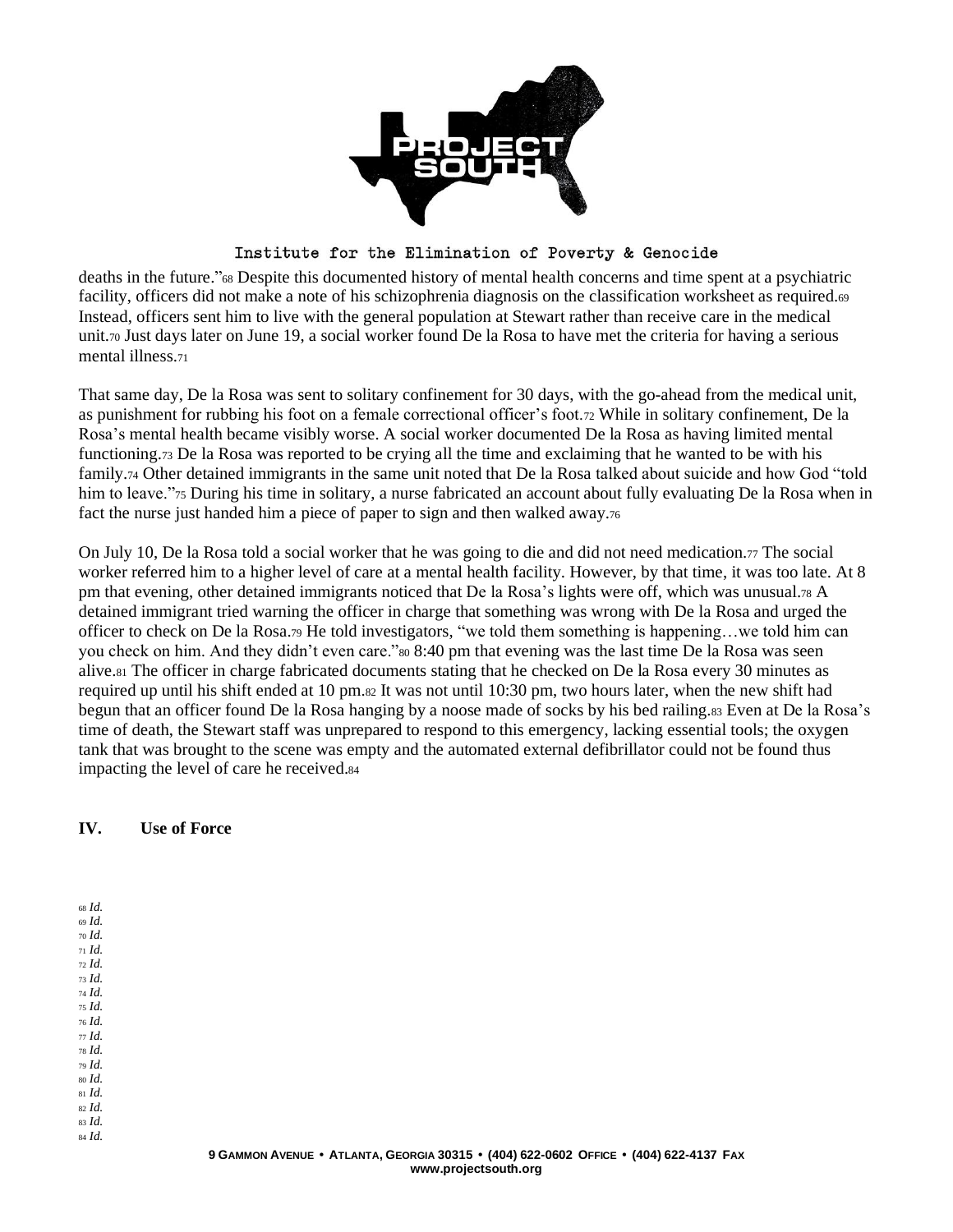deaths in the future."[68] Despite this documented history of mental health concerns and time spent at a psychiatric facility, officers did not make a note of his schizophrenia diagnosis on the classification worksheet as required.[69] Instead, officers sent him to live with the general population at Stewart rather than receive care in the medical unit.[70] Just days later on June 19, a social worker found De la Rosa to have met the criteria for having a serious mental illness.[71]

That same day, De la Rosa was sent to solitary confinement for 30 days, with the go-ahead from the medical unit, as punishment for rubbing his foot on a female correctional officer's foot.[72] While in solitary confinement, De la Rosa's mental health became visibly worse. A social worker documented De la Rosa as having limited mental functioning.[73] De la Rosa was reported to be crying all the time and exclaiming that he wanted to be with his family.[74] Other detained immigrants in the same unit noted that De la Rosa talked about suicide and how God "told him to leave."[75] During his time in solitary, a nurse fabricated an account about fully evaluating De la Rosa when in fact the nurse just handed him a piece of paper to sign and then walked away.[76]

On July 10, De la Rosa told a social worker that he was going to die and did not need medication.[77] The social worker referred him to a higher level of care at a mental health facility. However, by that time, it was too late. At 8 pm that evening, other detained immigrants noticed that De la Rosa's lights were off, which was unusual.[78] A detained immigrant tried warning the officer in charge that something was wrong with De la Rosa and urged the officer to check on De la Rosa.[79] He told investigators, "we told them something is happening…we told him can you check on him. And they didn't even care."[80] 8:40 pm that evening was the last time De la Rosa was seen alive.[81] The officer in charge fabricated documents stating that he checked on De la Rosa every 30 minutes as required up until his shift ended at 10 pm.[82] It was not until 10:30 pm, two hours later, when the new shift had begun that an officer found De la Rosa hanging by a noose made of socks by his bed railing.[83] Even at De la Rosa's time of death, the Stewart staff was unprepared to respond to this emergency, lacking essential tools; the oxygen tank that was brought to the scene was empty and the automated external defibrillator could not be found thus impacting the level of care he received.[84]

## IV. Use of Force

[68] *Id.*
[69] *Id.*
[70] *Id.*
[71] *Id.*
[72] *Id.*
[73] *Id.*
[74] *Id.*
[75] *Id.*
[76] *Id.*
[77] *Id.*
[78] *Id.*
[79] *Id.*
[80] *Id.*
[81] *Id.*
[82] *Id.*
[83] *Id.*
[84] *Id.*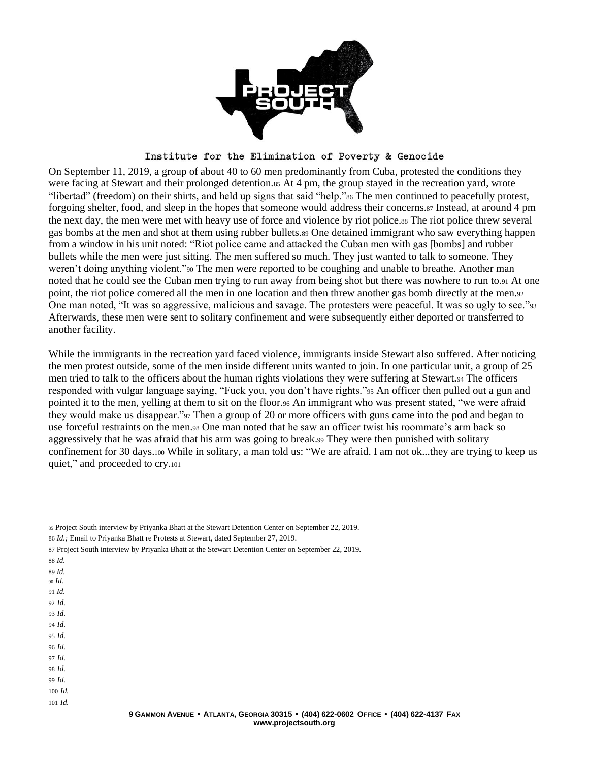On September 11, 2019, a group of about 40 to 60 men predominantly from Cuba, protested the conditions they were facing at Stewart and their prolonged detention.[85] At 4 pm, the group stayed in the recreation yard, wrote "libertad" (freedom) on their shirts, and held up signs that said "help."[86] The men continued to peacefully protest, forgoing shelter, food, and sleep in the hopes that someone would address their concerns.[87] Instead, at around 4 pm the next day, the men were met with heavy use of force and violence by riot police.[88] The riot police threw several gas bombs at the men and shot at them using rubber bullets.[89] One detained immigrant who saw everything happen from a window in his unit noted: "Riot police came and attacked the Cuban men with gas [bombs] and rubber bullets while the men were just sitting. The men suffered so much. They just wanted to talk to someone. They weren't doing anything violent."[90] The men were reported to be coughing and unable to breathe. Another man noted that he could see the Cuban men trying to run away from being shot but there was nowhere to run to.[91] At one point, the riot police cornered all the men in one location and then threw another gas bomb directly at the men.[92] One man noted, "It was so aggressive, malicious and savage. The protesters were peaceful. It was so ugly to see."[93] Afterwards, these men were sent to solitary confinement and were subsequently either deported or transferred to another facility.

While the immigrants in the recreation yard faced violence, immigrants inside Stewart also suffered. After noticing the men protest outside, some of the men inside different units wanted to join. In one particular unit, a group of 25 men tried to talk to the officers about the human rights violations they were suffering at Stewart.[94] The officers responded with vulgar language saying, "Fuck you, you don't have rights."[95] An officer then pulled out a gun and pointed it to the men, yelling at them to sit on the floor.[96] An immigrant who was present stated, "we were afraid they would make us disappear."[97] Then a group of 20 or more officers with guns came into the pod and began to use forceful restraints on the men.[98] One man noted that he saw an officer twist his roommate's arm back so aggressively that he was afraid that his arm was going to break.[99] They were then punished with solitary confinement for 30 days.[100] While in solitary, a man told us: "We are afraid. I am not ok...they are trying to keep us quiet," and proceeded to cry.[101]

[85] Project South interview by Priyanka Bhatt at the Stewart Detention Center on September 22, 2019.

[86] *Id.;* Email to Priyanka Bhatt re Protests at Stewart, dated September 27, 2019.

[87] Project South interview by Priyanka Bhatt at the Stewart Detention Center on September 22, 2019.

[88] *Id.*

[89] *Id.*

[90] *Id.*

[91] *Id.*

[92] *Id.*

[93] *Id.*

[94] *Id.*

[95] *Id.*

[96] *Id.*

[97] *Id.*

[98] *Id.*

[99] *Id.*

[100] *Id.*

[101] *Id.*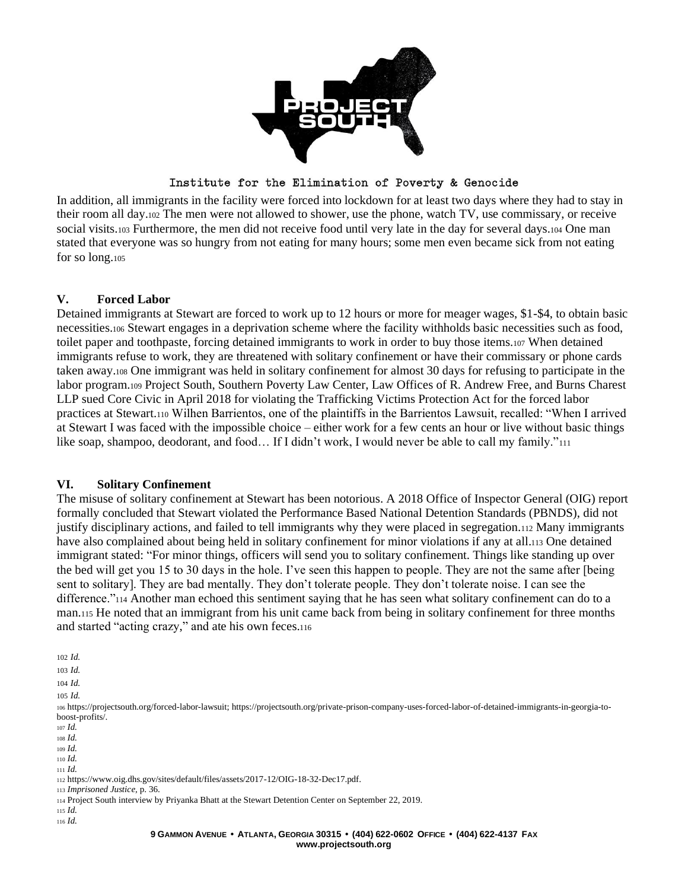In addition, all immigrants in the facility were forced into lockdown for at least two days where they had to stay in their room all day.[102] The men were not allowed to shower, use the phone, watch TV, use commissary, or receive social visits.[103] Furthermore, the men did not receive food until very late in the day for several days.[104] One man stated that everyone was so hungry from not eating for many hours; some men even became sick from not eating for so long.[105]

## V. Forced Labor

Detained immigrants at Stewart are forced to work up to 12 hours or more for meager wages, $1-$4, to obtain basic necessities.[106] Stewart engages in a deprivation scheme where the facility withholds basic necessities such as food, toilet paper and toothpaste, forcing detained immigrants to work in order to buy those items.[107] When detained immigrants refuse to work, they are threatened with solitary confinement or have their commissary or phone cards taken away.[108] One immigrant was held in solitary confinement for almost 30 days for refusing to participate in the labor program.[109] Project South, Southern Poverty Law Center, Law Offices of R. Andrew Free, and Burns Charest LLP sued Core Civic in April 2018 for violating the Trafficking Victims Protection Act for the forced labor practices at Stewart.[110] Wilhen Barrientos, one of the plaintiffs in the Barrientos Lawsuit, recalled: "When I arrived at Stewart I was faced with the impossible choice – either work for a few cents an hour or live without basic things like soap, shampoo, deodorant, and food… If I didn't work, I would never be able to call my family."[111]

## VI. Solitary Confinement

The misuse of solitary confinement at Stewart has been notorious. A 2018 Office of Inspector General (OIG) report formally concluded that Stewart violated the Performance Based National Detention Standards (PBNDS), did not justify disciplinary actions, and failed to tell immigrants why they were placed in segregation.[112] Many immigrants have also complained about being held in solitary confinement for minor violations if any at all.[113] One detained immigrant stated: "For minor things, officers will send you to solitary confinement. Things like standing up over the bed will get you 15 to 30 days in the hole. I've seen this happen to people. They are not the same after [being sent to solitary]. They are bad mentally. They don't tolerate people. They don't tolerate noise. I can see the difference."[114] Another man echoed this sentiment saying that he has seen what solitary confinement can do to a man.[115] He noted that an immigrant from his unit came back from being in solitary confinement for three months and started "acting crazy," and ate his own feces.[116]

---

102 *Id.*

103 *Id.*

104 *Id.*

105 *Id.*

106 https://projectsouth.org/forced-labor-lawsuit; https://projectsouth.org/private-prison-company-uses-forced-labor-of-detained-immigrants-in-georgia-to-boost-profits/.

107 *Id.*

108 *Id.*

109 *Id.*

110 *Id.*

111 *Id.*

112 https://www.oig.dhs.gov/sites/default/files/assets/2017-12/OIG-18-32-Dec17.pdf.

113 *Imprisoned Justice*, p. 36.

114 Project South interview by Priyanka Bhatt at the Stewart Detention Center on September 22, 2019.

115 *Id.*

116 *Id.*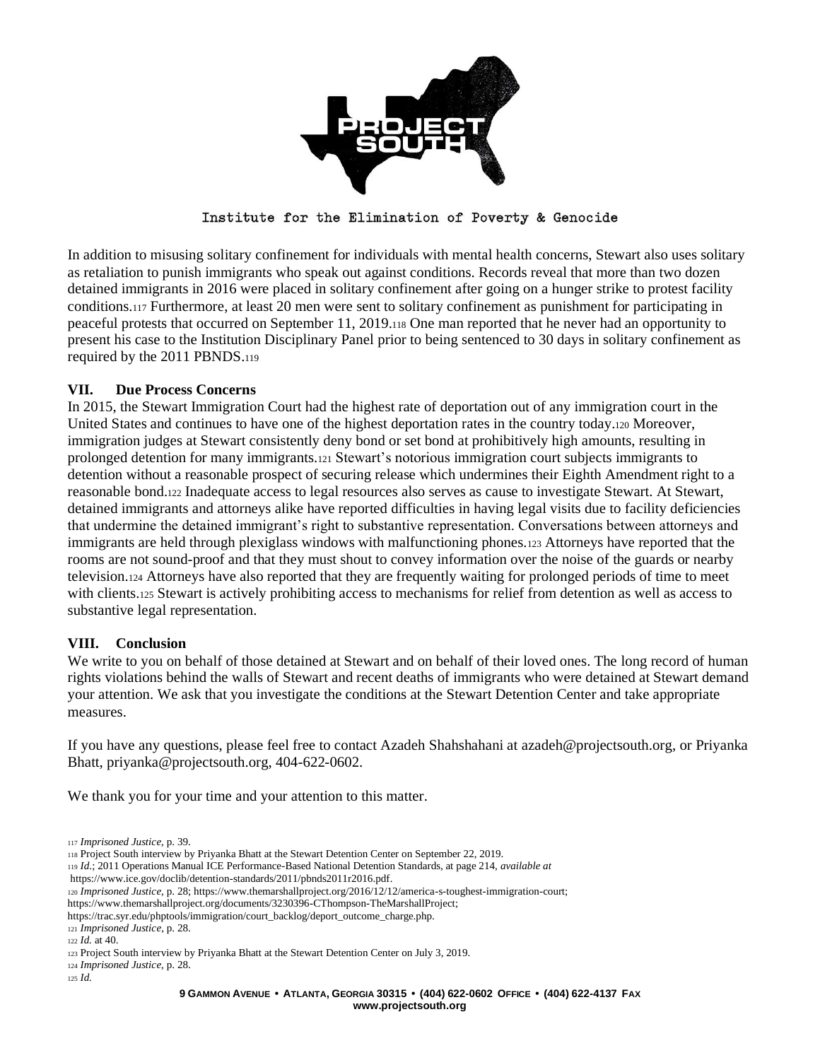In addition to misusing solitary confinement for individuals with mental health concerns, Stewart also uses solitary as retaliation to punish immigrants who speak out against conditions. Records reveal that more than two dozen detained immigrants in 2016 were placed in solitary confinement after going on a hunger strike to protest facility conditions.[117] Furthermore, at least 20 men were sent to solitary confinement as punishment for participating in peaceful protests that occurred on September 11, 2019.[118] One man reported that he never had an opportunity to present his case to the Institution Disciplinary Panel prior to being sentenced to 30 days in solitary confinement as required by the 2011 PBNDS.[119]

## VII. Due Process Concerns

In 2015, the Stewart Immigration Court had the highest rate of deportation out of any immigration court in the United States and continues to have one of the highest deportation rates in the country today.[120] Moreover, immigration judges at Stewart consistently deny bond or set bond at prohibitively high amounts, resulting in prolonged detention for many immigrants.[121] Stewart's notorious immigration court subjects immigrants to detention without a reasonable prospect of securing release which undermines their Eighth Amendment right to a reasonable bond.[122] Inadequate access to legal resources also serves as cause to investigate Stewart. At Stewart, detained immigrants and attorneys alike have reported difficulties in having legal visits due to facility deficiencies that undermine the detained immigrant's right to substantive representation. Conversations between attorneys and immigrants are held through plexiglass windows with malfunctioning phones.[123] Attorneys have reported that the rooms are not sound-proof and that they must shout to convey information over the noise of the guards or nearby television.[124] Attorneys have also reported that they are frequently waiting for prolonged periods of time to meet with clients.[125] Stewart is actively prohibiting access to mechanisms for relief from detention as well as access to substantive legal representation.

## VIII. Conclusion

We write to you on behalf of those detained at Stewart and on behalf of their loved ones. The long record of human rights violations behind the walls of Stewart and recent deaths of immigrants who were detained at Stewart demand your attention. We ask that you investigate the conditions at the Stewart Detention Center and take appropriate measures.

If you have any questions, please feel free to contact Azadeh Shahshahani at azadeh@projectsouth.org, or Priyanka Bhatt, priyanka@projectsouth.org, 404-622-0602.

We thank you for your time and your attention to this matter.

---

[117] *Imprisoned Justice*, p. 39.

[118] Project South interview by Priyanka Bhatt at the Stewart Detention Center on September 22, 2019.

[119] *Id.*; 2011 Operations Manual ICE Performance-Based National Detention Standards, at page 214, *available at* https://www.ice.gov/doclib/detention-standards/2011/pbnds2011r2016.pdf.

[120] *Imprisoned Justice*, p. 28; https://www.themarshallproject.org/2016/12/12/america-s-toughest-immigration-court; https://www.themarshallproject.org/documents/3230396-CThompson-TheMarshallProject; https://trac.syr.edu/phptools/immigration/court_backlog/deport_outcome_charge.php.

[121] *Imprisoned Justice*, p. 28.

[122] *Id.* at 40.

[123] Project South interview by Priyanka Bhatt at the Stewart Detention Center on July 3, 2019.

[124] *Imprisoned Justice*, p. 28.

[125] *Id.*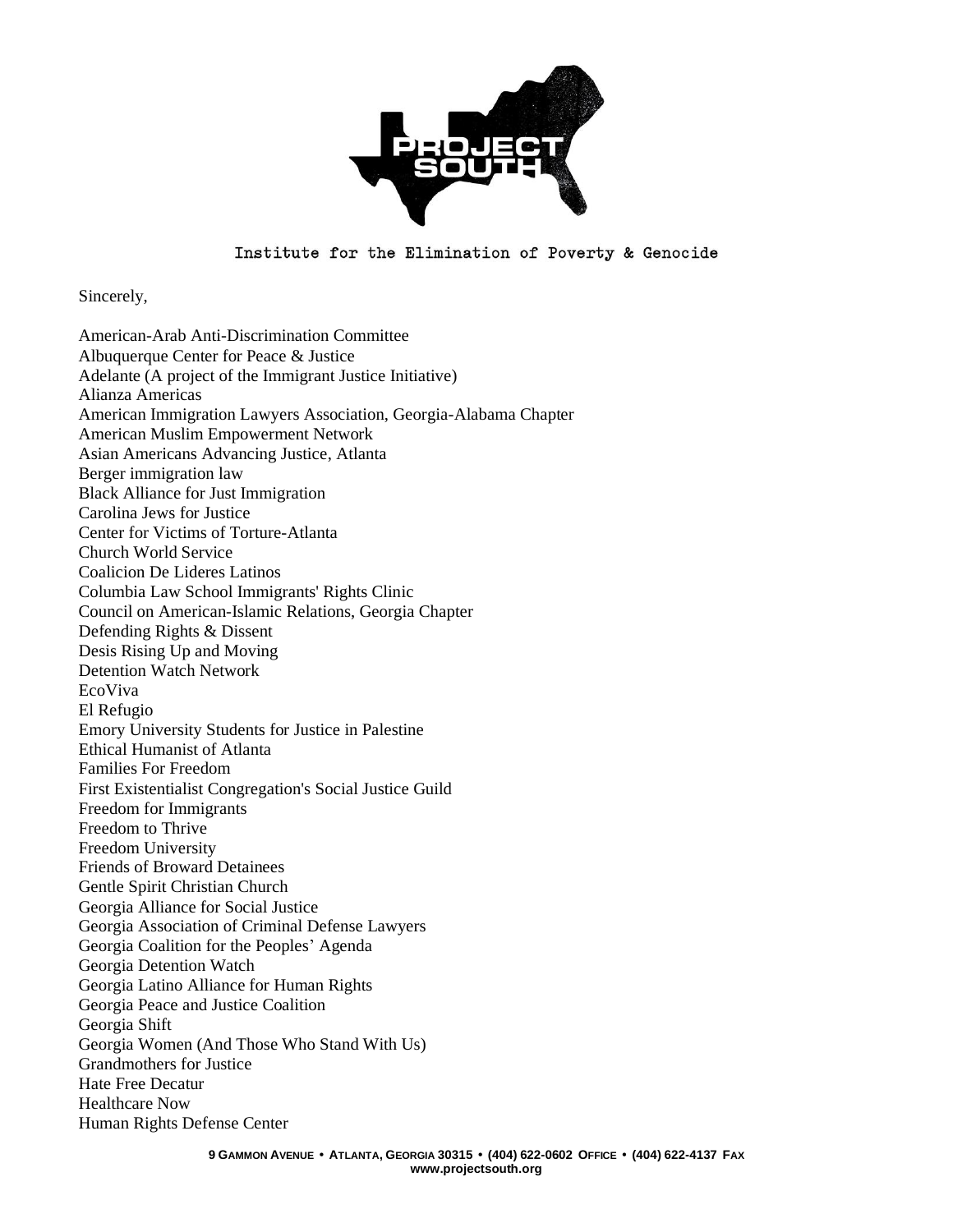Sincerely,

American-Arab Anti-Discrimination Committee
Albuquerque Center for Peace & Justice
Adelante (A project of the Immigrant Justice Initiative)
Alianza Americas
American Immigration Lawyers Association, Georgia-Alabama Chapter
American Muslim Empowerment Network
Asian Americans Advancing Justice, Atlanta
Berger immigration law
Black Alliance for Just Immigration
Carolina Jews for Justice
Center for Victims of Torture-Atlanta
Church World Service
Coalicion De Lideres Latinos
Columbia Law School Immigrants' Rights Clinic
Council on American-Islamic Relations, Georgia Chapter
Defending Rights & Dissent
Desis Rising Up and Moving
Detention Watch Network
EcoViva
El Refugio
Emory University Students for Justice in Palestine
Ethical Humanist of Atlanta
Families For Freedom
First Existentialist Congregation's Social Justice Guild
Freedom for Immigrants
Freedom to Thrive
Freedom University
Friends of Broward Detainees
Gentle Spirit Christian Church
Georgia Alliance for Social Justice
Georgia Association of Criminal Defense Lawyers
Georgia Coalition for the Peoples' Agenda
Georgia Detention Watch
Georgia Latino Alliance for Human Rights
Georgia Peace and Justice Coalition
Georgia Shift
Georgia Women (And Those Who Stand With Us)
Grandmothers for Justice
Hate Free Decatur
Healthcare Now
Human Rights Defense Center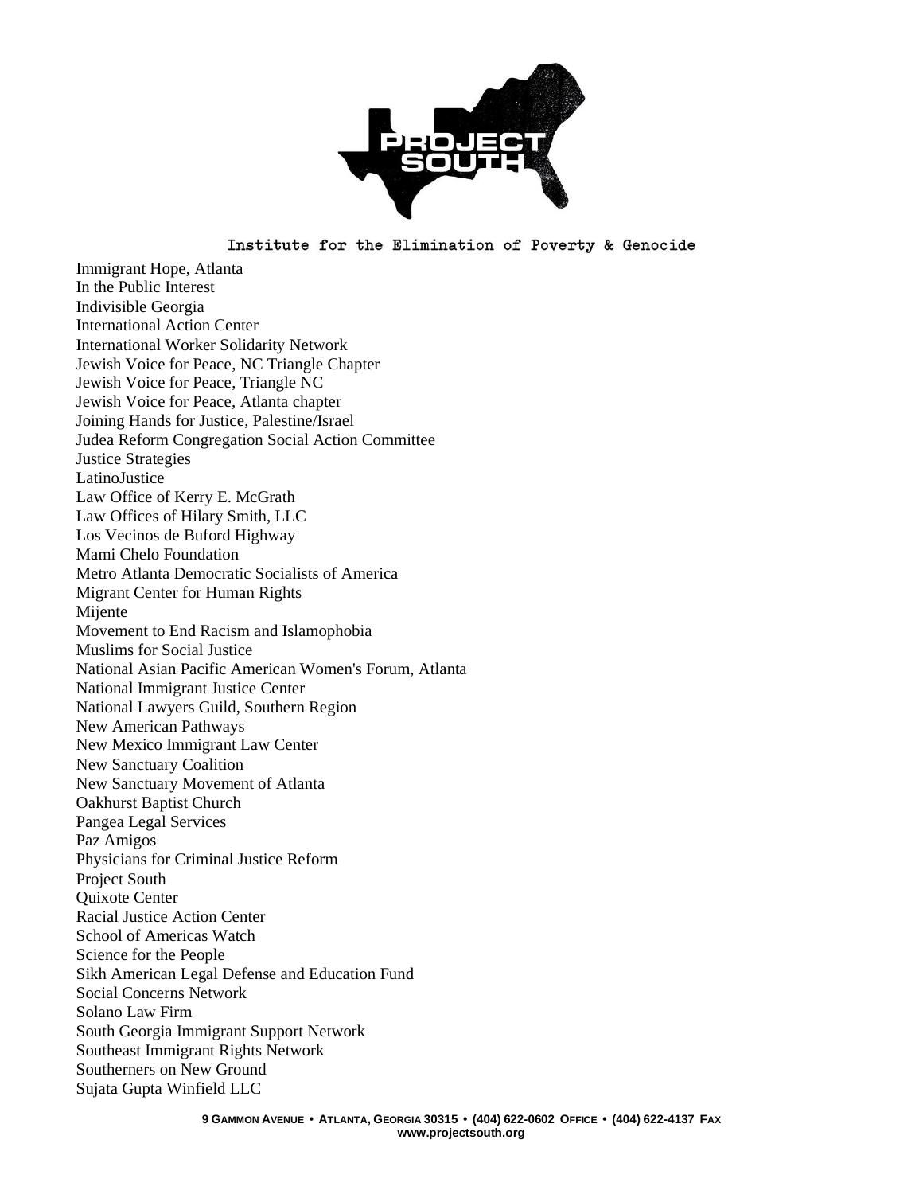Immigrant Hope, Atlanta
In the Public Interest
Indivisible Georgia
International Action Center
International Worker Solidarity Network
Jewish Voice for Peace, NC Triangle Chapter
Jewish Voice for Peace, Triangle NC
Jewish Voice for Peace, Atlanta chapter
Joining Hands for Justice, Palestine/Israel
Judea Reform Congregation Social Action Committee
Justice Strategies
LatinoJustice
Law Office of Kerry E. McGrath
Law Offices of Hilary Smith, LLC
Los Vecinos de Buford Highway
Mami Chelo Foundation
Metro Atlanta Democratic Socialists of America
Migrant Center for Human Rights
Mijente
Movement to End Racism and Islamophobia
Muslims for Social Justice
National Asian Pacific American Women's Forum, Atlanta
National Immigrant Justice Center
National Lawyers Guild, Southern Region
New American Pathways
New Mexico Immigrant Law Center
New Sanctuary Coalition
New Sanctuary Movement of Atlanta
Oakhurst Baptist Church
Pangea Legal Services
Paz Amigos
Physicians for Criminal Justice Reform
Project South
Quixote Center
Racial Justice Action Center
School of Americas Watch
Science for the People
Sikh American Legal Defense and Education Fund
Social Concerns Network
Solano Law Firm
South Georgia Immigrant Support Network
Southeast Immigrant Rights Network
Southerners on New Ground
Sujata Gupta Winfield LLC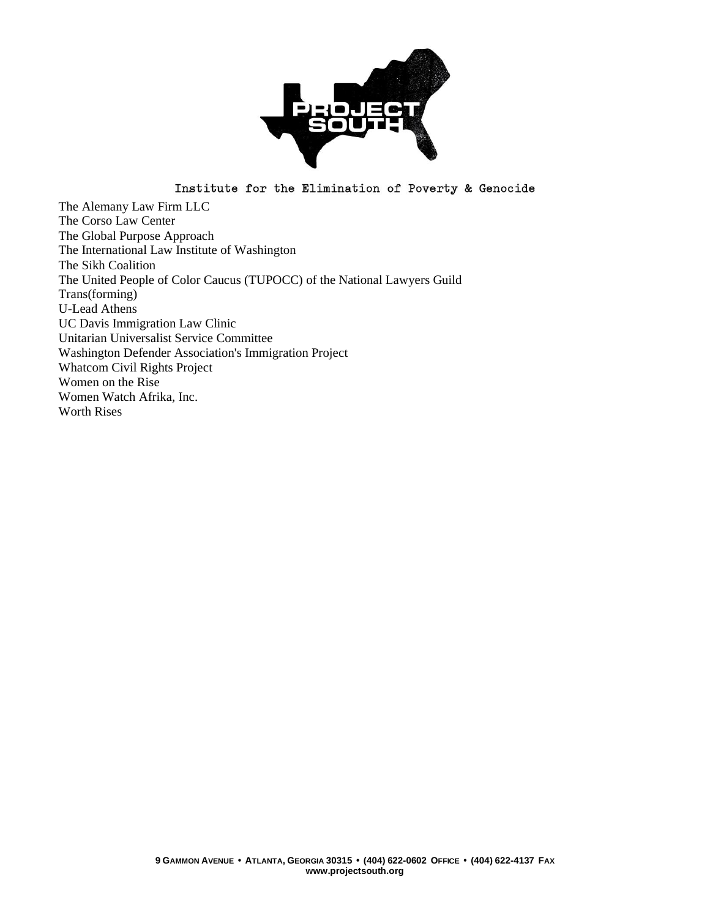The Alemany Law Firm LLC
The Corso Law Center
The Global Purpose Approach
The International Law Institute of Washington
The Sikh Coalition
The United People of Color Caucus (TUPOCC) of the National Lawyers Guild
Trans(forming)
U-Lead Athens
UC Davis Immigration Law Clinic
Unitarian Universalist Service Committee
Washington Defender Association's Immigration Project
Whatcom Civil Rights Project
Women on the Rise
Women Watch Afrika, Inc.
Worth Rises